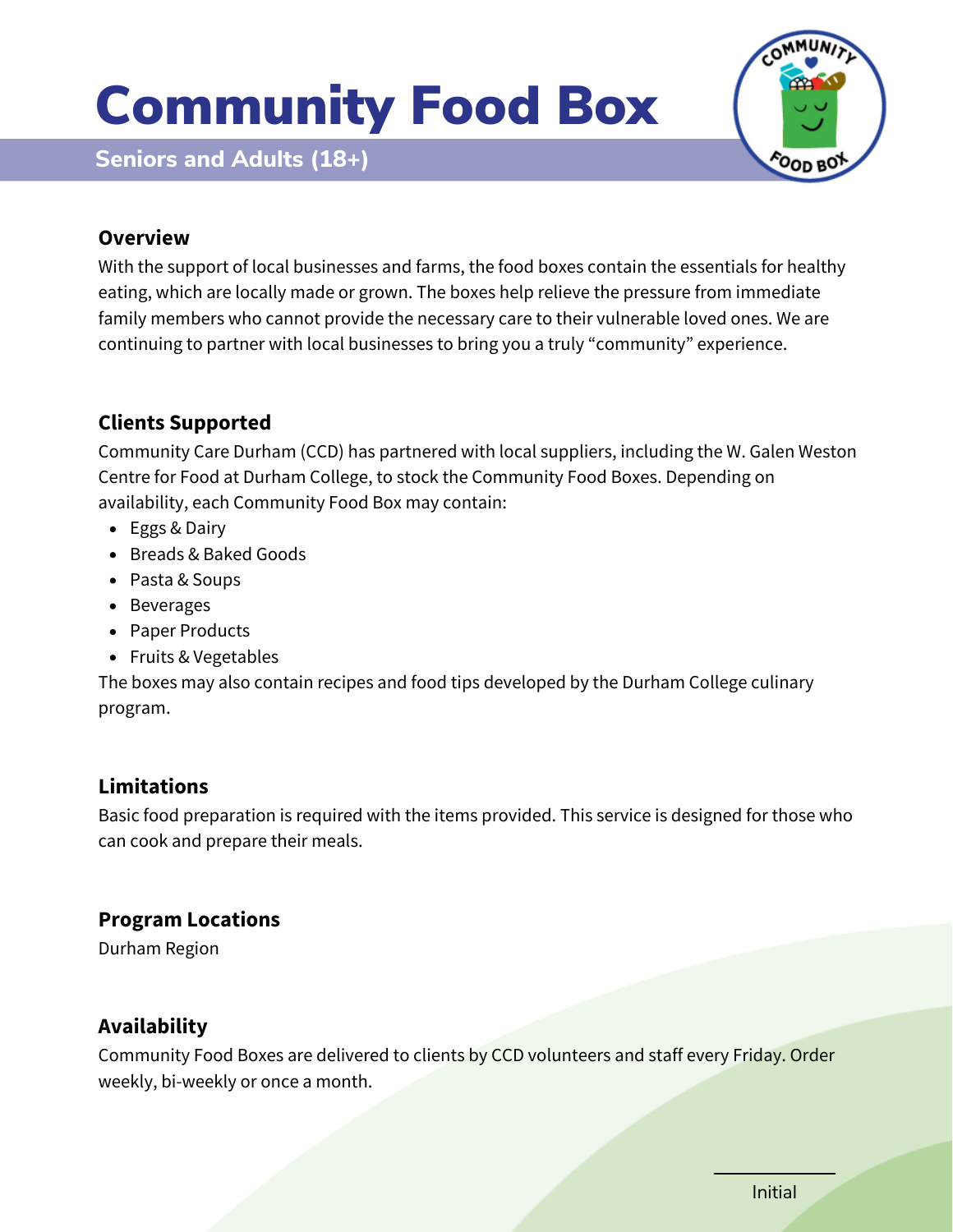# Community Food Box

**Seniors and Adults (18+)**

## Overview

With the support of local businesses and farms, the food boxes contain the essentials for healthy eating, which are locally made or grown. The boxes help relieve the pressure from immediate family members who cannot provide the necessary care to their vulnerable loved ones. We are continuing to partner with local businesses to bring you a truly "community" experience.

## Clients Supported

Community Care Durham (CCD) has partnered with local suppliers, including the W. Galen Weston Centre for Food at Durham College, to stock the Community Food Boxes. Depending on availability, each Community Food Box may contain:

- Eggs & Dairy
- Breads & Baked Goods
- Pasta & Soups
- Beverages
- Paper Products
- Fruits & Vegetables

The boxes may also contain recipes and food tips developed by the Durham College culinary program.

## Limitations

Basic food preparation is required with the items provided. This service is designed for those who can cook and prepare their meals.

## Program Locations

Durham Region

## Availability

Community Food Boxes are delivered to clients by CCD volunteers and staff every Friday. Order weekly, bi-weekly or once a month.

_______________
Initial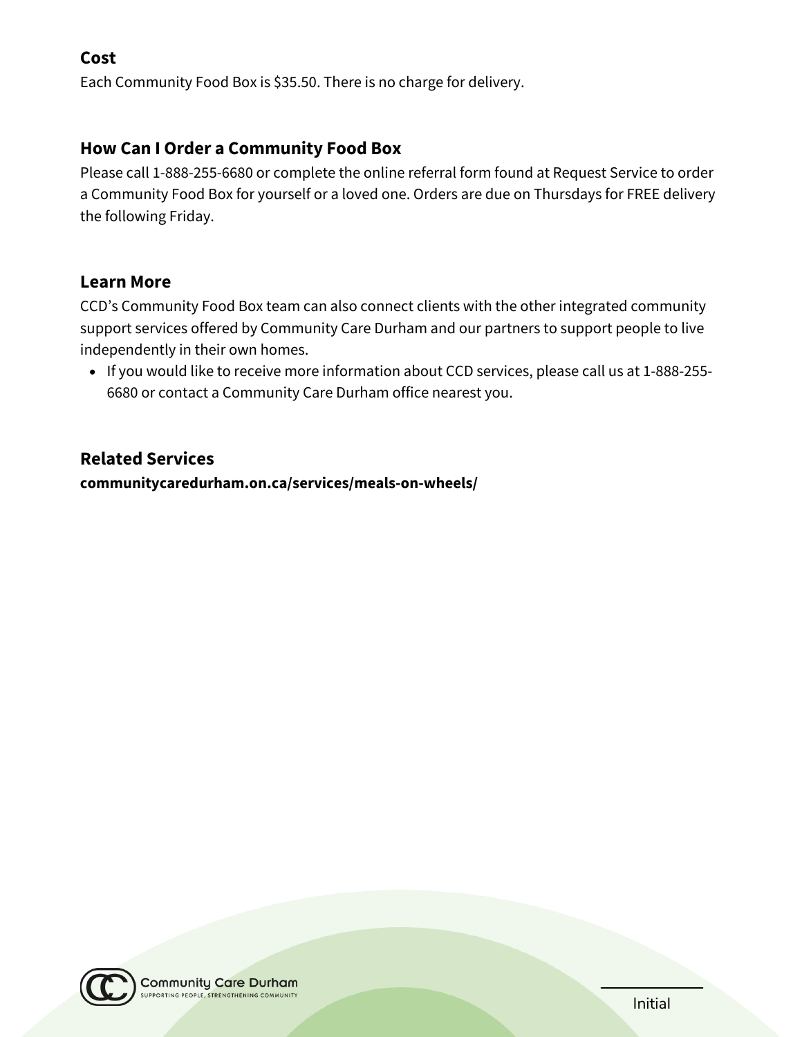## Cost

Each Community Food Box is $35.50. There is no charge for delivery.

## How Can I Order a Community Food Box

Please call 1-888-255-6680 or complete the online referral form found at Request Service to order a Community Food Box for yourself or a loved one. Orders are due on Thursdays for FREE delivery the following Friday.

## Learn More

CCD's Community Food Box team can also connect clients with the other integrated community support services offered by Community Care Durham and our partners to support people to live independently in their own homes.

- If you would like to receive more information about CCD services, please call us at 1-888-255-6680 or contact a Community Care Durham office nearest you.

## Related Services

**communitycaredurham.on.ca/services/meals-on-wheels/**

Community Care Durham
SUPPORTING PEOPLE, STRENGTHENING COMMUNITY

Initial